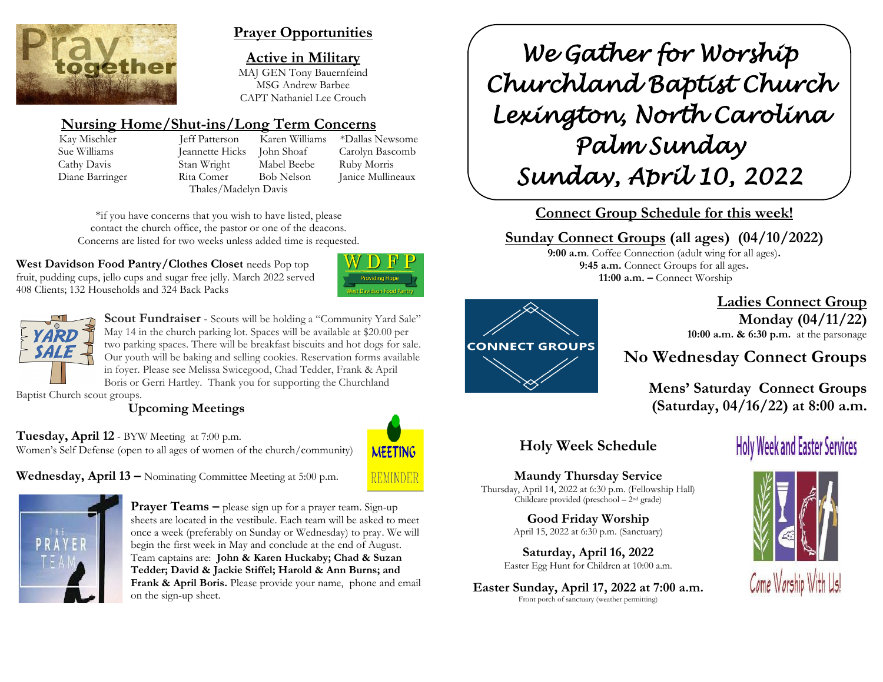## Prayer Opportunities

### Active in Military

MAJ GEN Tony Bauernfeind
MSG Andrew Barbee
CAPT Nathaniel Lee Crouch

### Nursing Home/Shut-ins/Long Term Concerns

| | | | |
|---|---|---|---|
| Kay Mischler | Jeff Patterson | Karen Williams | *Dallas Newsome |
| Sue Williams | Jeannette Hicks | John Shoaf | Carolyn Bascomb |
| Cathy Davis | Stan Wright | Mabel Beebe | Ruby Morris |
| Diane Barringer | Rita Comer | Bob Nelson | Janice Mullineaux |
| | Thales/Madelyn Davis | | |

*if you have concerns that you wish to have listed, please contact the church office, the pastor or one of the deacons. Concerns are listed for two weeks unless added time is requested.

**West Davidson Food Pantry/Clothes Closet** needs Pop top fruit, pudding cups, jello cups and sugar free jelly. March 2022 served 408 Clients; 132 Households and 324 Back Packs

**Scout Fundraiser** - Scouts will be holding a "Community Yard Sale" May 14 in the church parking lot. Spaces will be available at $20.00 per two parking spaces. There will be breakfast biscuits and hot dogs for sale. Our youth will be baking and selling cookies. Reservation forms available in foyer. Please see Melissa Swicegood, Chad Tedder, Frank & April Boris or Gerri Hartley. Thank you for supporting the Churchland Baptist Church scout groups.

### Upcoming Meetings

**Tuesday, April 12** - BYW Meeting at 7:00 p.m.
Women's Self Defense (open to all ages of women of the church/community)

**Wednesday, April 13 –** Nominating Committee Meeting at 5:00 p.m.

**Prayer Teams –** please sign up for a prayer team. Sign-up sheets are located in the vestibule. Each team will be asked to meet once a week (preferably on Sunday or Wednesday) to pray. We will begin the first week in May and conclude at the end of August. Team captains are: **John & Karen Huckaby; Chad & Suzan Tedder; David & Jackie Stiffel; Harold & Ann Burns; and Frank & April Boris.** Please provide your name, phone and email on the sign-up sheet.

# *We Gather for Worship*
# *Churchland Baptist Church*
# *Lexington, North Carolina*
# *Palm Sunday*
# *Sunday, April 10, 2022*

## Connect Group Schedule for this week!

### Sunday Connect Groups (all ages) (04/10/2022)

**9:00 a.m**. Coffee Connection (adult wing for all ages).
**9:45 a.m.** Connect Groups for all ages.
**11:00 a.m. –** Connect Worship

### Ladies Connect Group

**Monday (04/11/22)**
**10:00 a.m. & 6:30 p.m.** at the parsonage

### No Wednesday Connect Groups

**Mens' Saturday Connect Groups (Saturday, 04/16/22) at 8:00 a.m.**

## Holy Week Schedule

**Maundy Thursday Service**
Thursday, April 14, 2022 at 6:30 p.m. (Fellowship Hall)
Childcare provided (preschool – 2nd grade)

**Good Friday Worship**
April 15, 2022 at 6:30 p.m. (Sanctuary)

**Saturday, April 16, 2022**
Easter Egg Hunt for Children at 10:00 a.m.

**Easter Sunday, April 17, 2022 at 7:00 a.m.**
Front porch of sanctuary (weather permitting)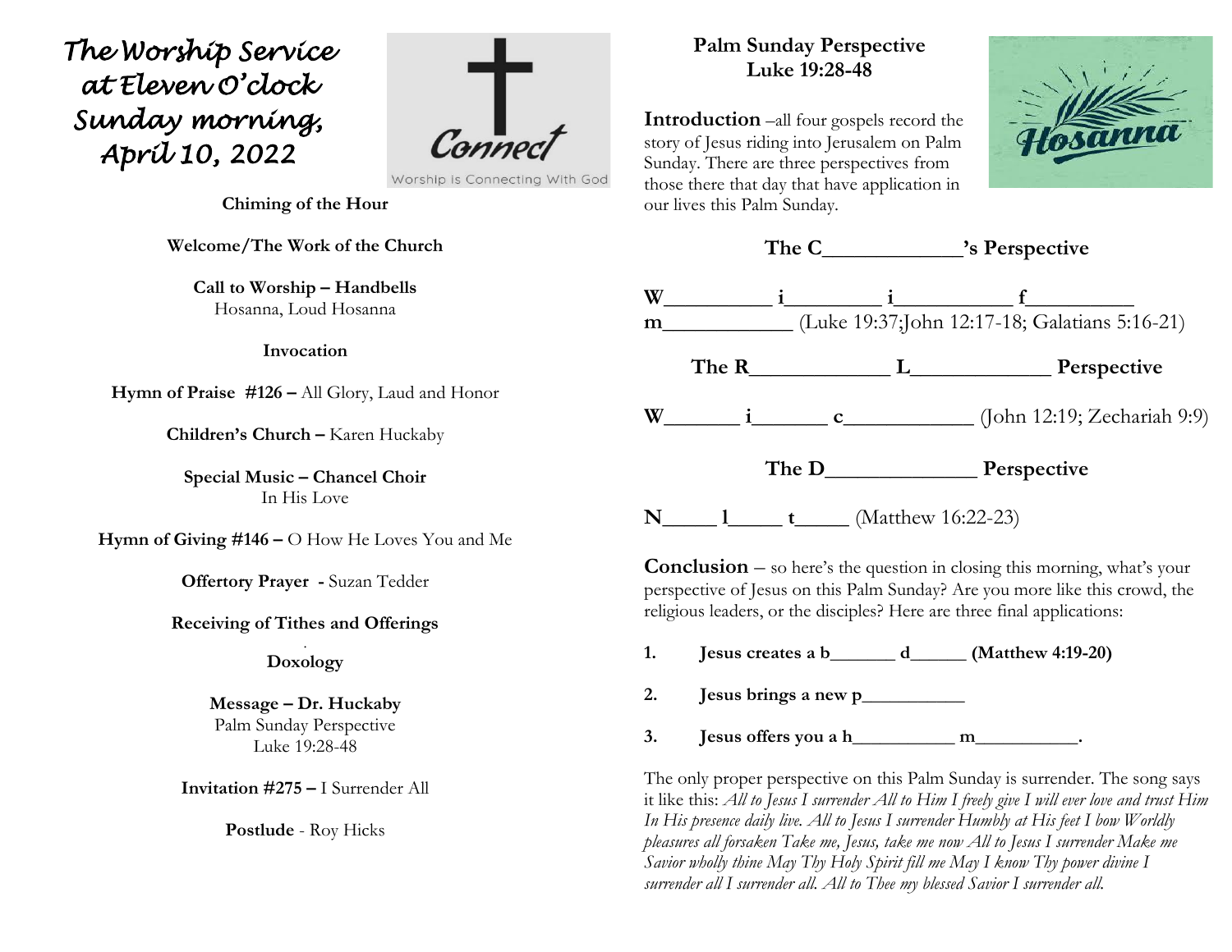# The Worship Service at Eleven O'clock Sunday morning, April 10, 2022

Connect
Worship is Connecting With God

**Chiming of the Hour**

**Welcome/The Work of the Church**

**Call to Worship – Handbells**
Hosanna, Loud Hosanna

**Invocation**

**Hymn of Praise #126 –** All Glory, Laud and Honor

**Children's Church –** Karen Huckaby

**Special Music – Chancel Choir**
In His Love

**Hymn of Giving #146 –** O How He Loves You and Me

**Offertory Prayer -** Suzan Tedder

**Receiving of Tithes and Offerings**

**Doxology**

**Message – Dr. Huckaby**
Palm Sunday Perspective
Luke 19:28-48

**Invitation #275 –** I Surrender All

**Postlude** - Roy Hicks

## Palm Sunday Perspective
## Luke 19:28-48

Hosanna

**Introduction** –all four gospels record the story of Jesus riding into Jerusalem on Palm Sunday. There are three perspectives from those there that day that have application in our lives this Palm Sunday.

### The C____________'s Perspective

**W__________ i_________ i___________ f__________ m____________** (Luke 19:37;John 12:17-18; Galatians 5:16-21)

### The R_____________ L_____________ Perspective

**W_______ i_______ c____________** (John 12:19; Zechariah 9:9)

### The D______________ Perspective

**N_____ l_____ t_____** (Matthew 16:22-23)

**Conclusion** – so here's the question in closing this morning, what's your perspective of Jesus on this Palm Sunday? Are you more like this crowd, the religious leaders, or the disciples? Here are three final applications:

1. **Jesus creates a b_______ d______ (Matthew 4:19-20)**
2. **Jesus brings a new p___________**
3. **Jesus offers you a h___________ m___________.**

The only proper perspective on this Palm Sunday is surrender. The song says it like this: *All to Jesus I surrender All to Him I freely give I will ever love and trust Him In His presence daily live. All to Jesus I surrender Humbly at His feet I bow Worldly pleasures all forsaken Take me, Jesus, take me now All to Jesus I surrender Make me Savior wholly thine May Thy Holy Spirit fill me May I know Thy power divine I surrender all I surrender all. All to Thee my blessed Savior I surrender all.*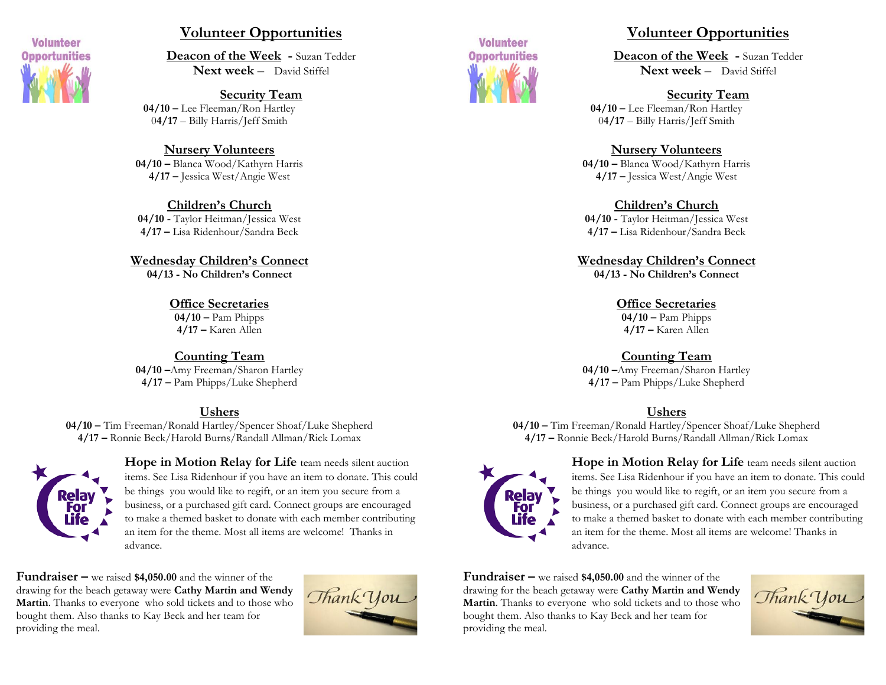## Volunteer Opportunities

**Deacon of the Week** - Suzan Tedder
**Next week** – David Stiffel

**Security Team**
**04/10 –** Lee Fleeman/Ron Hartley
0**4/17** – Billy Harris/Jeff Smith

**Nursery Volunteers**
**04/10 –** Blanca Wood/Kathyrn Harris
**4/17 –** Jessica West/Angie West

**Children's Church**
**04/10 -** Taylor Heitman/Jessica West
**4/17 –** Lisa Ridenhour/Sandra Beck

**Wednesday Children's Connect**
**04/13 - No Children's Connect**

**Office Secretaries**
**04/10 –** Pam Phipps
**4/17 –** Karen Allen

**Counting Team**
**04/10 –**Amy Freeman/Sharon Hartley
**4/17 –** Pam Phipps/Luke Shepherd

**Ushers**
**04/10 –** Tim Freeman/Ronald Hartley/Spencer Shoaf/Luke Shepherd
**4/17 –** Ronnie Beck/Harold Burns/Randall Allman/Rick Lomax

**Hope in Motion Relay for Life** team needs silent auction items. See Lisa Ridenhour if you have an item to donate. This could be things you would like to regift, or an item you secure from a business, or a purchased gift card. Connect groups are encouraged to make a themed basket to donate with each member contributing an item for the theme. Most all items are welcome! Thanks in advance.

**Fundraiser –** we raised **$4,050.00** and the winner of the drawing for the beach getaway were **Cathy Martin and Wendy Martin**. Thanks to everyone who sold tickets and to those who bought them. Also thanks to Kay Beck and her team for providing the meal.

## Volunteer Opportunities

**Deacon of the Week** - Suzan Tedder
**Next week** – David Stiffel

**Security Team**
**04/10 –** Lee Fleeman/Ron Hartley
0**4/17** – Billy Harris/Jeff Smith

**Nursery Volunteers**
**04/10 –** Blanca Wood/Kathyrn Harris
**4/17 –** Jessica West/Angie West

**Children's Church**
**04/10 -** Taylor Heitman/Jessica West
**4/17 –** Lisa Ridenhour/Sandra Beck

**Wednesday Children's Connect**
**04/13 - No Children's Connect**

**Office Secretaries**
**04/10 –** Pam Phipps
**4/17 –** Karen Allen

**Counting Team**
**04/10 –**Amy Freeman/Sharon Hartley
**4/17 –** Pam Phipps/Luke Shepherd

**Ushers**
**04/10 –** Tim Freeman/Ronald Hartley/Spencer Shoaf/Luke Shepherd
**4/17 –** Ronnie Beck/Harold Burns/Randall Allman/Rick Lomax

**Hope in Motion Relay for Life** team needs silent auction items. See Lisa Ridenhour if you have an item to donate. This could be things you would like to regift, or an item you secure from a business, or a purchased gift card. Connect groups are encouraged to make a themed basket to donate with each member contributing an item for the theme. Most all items are welcome! Thanks in advance.

**Fundraiser –** we raised **$4,050.00** and the winner of the drawing for the beach getaway were **Cathy Martin and Wendy Martin**. Thanks to everyone who sold tickets and to those who bought them. Also thanks to Kay Beck and her team for providing the meal.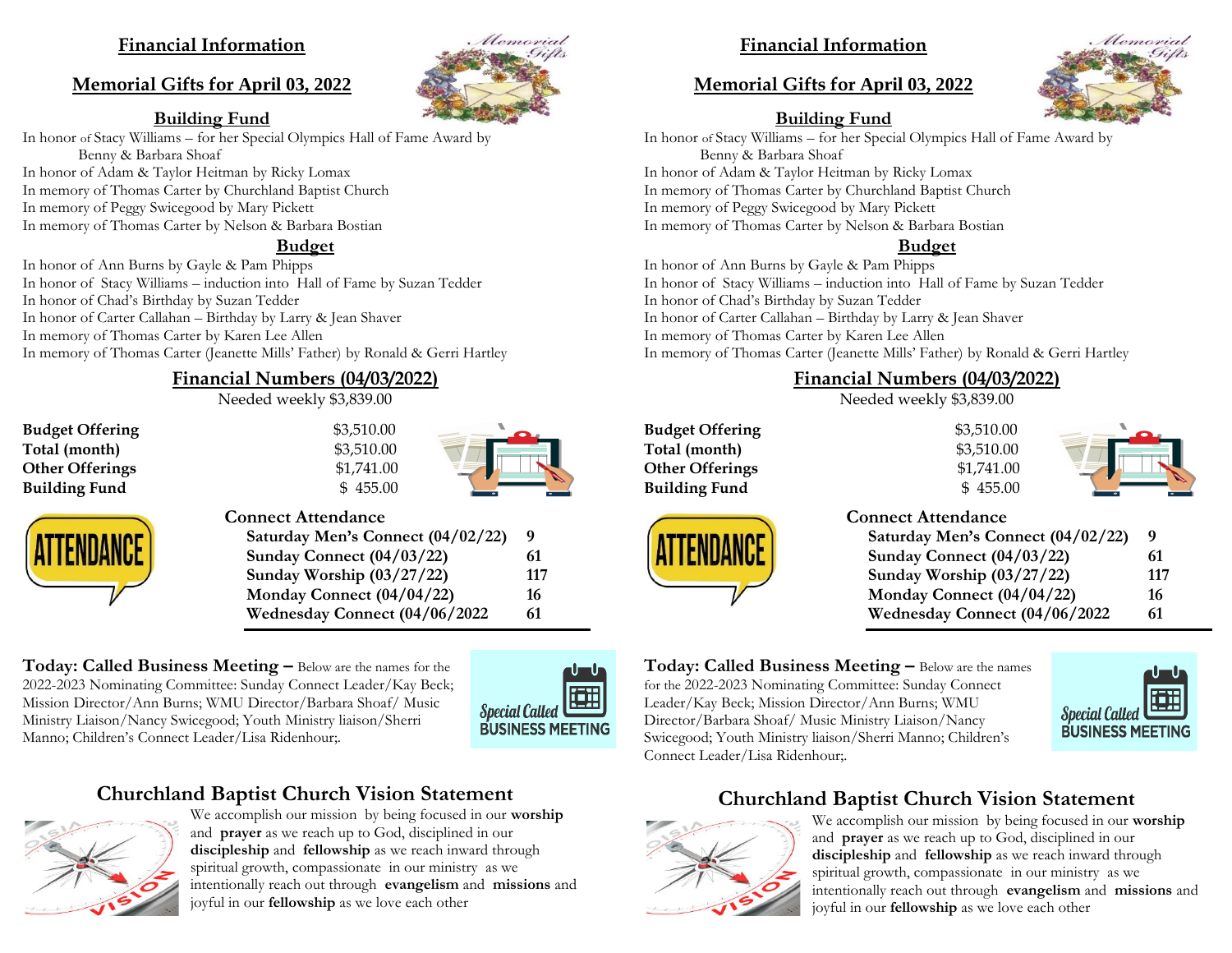## Financial Information

## Memorial Gifts for April 03, 2022

### Building Fund

In honor of Stacy Williams – for her Special Olympics Hall of Fame Award by Benny & Barbara Shoaf
In honor of Adam & Taylor Heitman by Ricky Lomax
In memory of Thomas Carter by Churchland Baptist Church
In memory of Peggy Swicegood by Mary Pickett
In memory of Thomas Carter by Nelson & Barbara Bostian

### Budget

In honor of Ann Burns by Gayle & Pam Phipps
In honor of Stacy Williams – induction into Hall of Fame by Suzan Tedder
In honor of Chad's Birthday by Suzan Tedder
In honor of Carter Callahan – Birthday by Larry & Jean Shaver
In memory of Thomas Carter by Karen Lee Allen
In memory of Thomas Carter (Jeanette Mills' Father) by Ronald & Gerri Hartley

## Financial Numbers (04/03/2022)

Needed weekly $3,839.00

| | |
|---|---|
| **Budget Offering** | $3,510.00 |
| **Total (month)** | $3,510.00 |
| **Other Offerings** | $1,741.00 |
| **Building Fund** | $ 455.00 |

### Connect Attendance

| | |
|---|---|
| **Saturday Men's Connect (04/02/22)** | **9** |
| **Sunday Connect (04/03/22)** | **61** |
| **Sunday Worship (03/27/22)** | **117** |
| **Monday Connect (04/04/22)** | **16** |
| **Wednesday Connect (04/06/2022** | **61** |

**Today: Called Business Meeting –** Below are the names for the 2022-2023 Nominating Committee: Sunday Connect Leader/Kay Beck; Mission Director/Ann Burns; WMU Director/Barbara Shoaf/ Music Ministry Liaison/Nancy Swicegood; Youth Ministry liaison/Sherri Manno; Children's Connect Leader/Lisa Ridenhour;.

## Churchland Baptist Church Vision Statement

We accomplish our mission by being focused in our **worship** and **prayer** as we reach up to God, disciplined in our **discipleship** and **fellowship** as we reach inward through spiritual growth, compassionate in our ministry as we intentionally reach out through **evangelism** and **missions** and joyful in our **fellowship** as we love each other